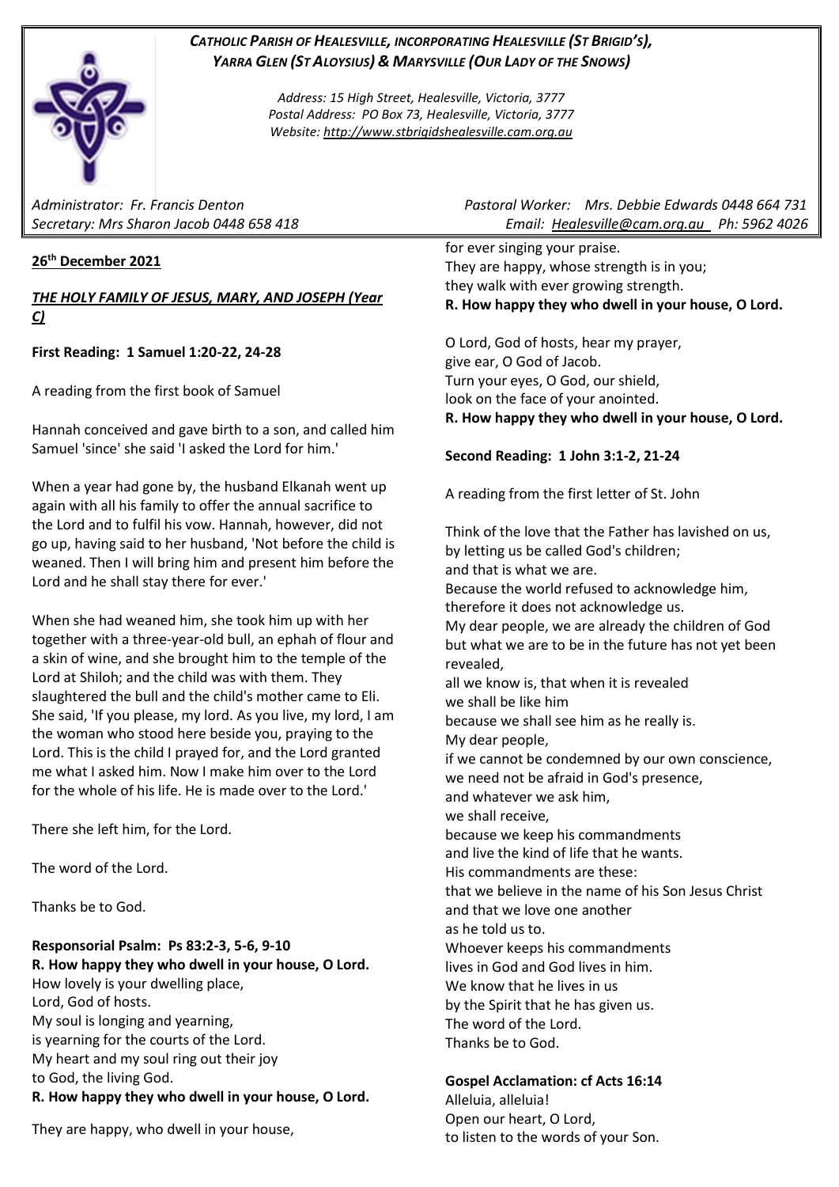***Catholic Parish of Healesville, incorporating Healesville (St Brigid's), Yarra Glen (St Aloysius) & Marysville (Our Lady of the Snows)***

*Address: 15 High Street, Healesville, Victoria, 3777*
*Postal Address: PO Box 73, Healesville, Victoria, 3777*
*Website: http://www.stbrigidshealesville.cam.org.au*

*Administrator: Fr. Francis Denton* *Pastoral Worker: Mrs. Debbie Edwards 0448 664 731*
*Secretary: Mrs Sharon Jacob 0448 658 418* *Email: Healesville@cam.org.au Ph: 5962 4026*

**26th December 2021**

***THE HOLY FAMILY OF JESUS, MARY, AND JOSEPH (Year C)***

**First Reading: 1 Samuel 1:20-22, 24-28**

A reading from the first book of Samuel

Hannah conceived and gave birth to a son, and called him Samuel 'since' she said 'I asked the Lord for him.'

When a year had gone by, the husband Elkanah went up again with all his family to offer the annual sacrifice to the Lord and to fulfil his vow. Hannah, however, did not go up, having said to her husband, 'Not before the child is weaned. Then I will bring him and present him before the Lord and he shall stay there for ever.'

When she had weaned him, she took him up with her together with a three-year-old bull, an ephah of flour and a skin of wine, and she brought him to the temple of the Lord at Shiloh; and the child was with them. They slaughtered the bull and the child's mother came to Eli. She said, 'If you please, my lord. As you live, my lord, I am the woman who stood here beside you, praying to the Lord. This is the child I prayed for, and the Lord granted me what I asked him. Now I make him over to the Lord for the whole of his life. He is made over to the Lord.'

There she left him, for the Lord.

The word of the Lord.

Thanks be to God.

**Responsorial Psalm: Ps 83:2-3, 5-6, 9-10**
**R. How happy they who dwell in your house, O Lord.**
How lovely is your dwelling place,
Lord, God of hosts.
My soul is longing and yearning,
is yearning for the courts of the Lord.
My heart and my soul ring out their joy
to God, the living God.
**R. How happy they who dwell in your house, O Lord.**

They are happy, who dwell in your house,
for ever singing your praise.
They are happy, whose strength is in you;
they walk with ever growing strength.
**R. How happy they who dwell in your house, O Lord.**

O Lord, God of hosts, hear my prayer,
give ear, O God of Jacob.
Turn your eyes, O God, our shield,
look on the face of your anointed.
**R. How happy they who dwell in your house, O Lord.**

**Second Reading: 1 John 3:1-2, 21-24**

A reading from the first letter of St. John

Think of the love that the Father has lavished on us,
by letting us be called God's children;
and that is what we are.
Because the world refused to acknowledge him,
therefore it does not acknowledge us.
My dear people, we are already the children of God
but what we are to be in the future has not yet been revealed,
all we know is, that when it is revealed
we shall be like him
because we shall see him as he really is.
My dear people,
if we cannot be condemned by our own conscience,
we need not be afraid in God's presence,
and whatever we ask him,
we shall receive,
because we keep his commandments
and live the kind of life that he wants.
His commandments are these:
that we believe in the name of his Son Jesus Christ
and that we love one another
as he told us to.
Whoever keeps his commandments
lives in God and God lives in him.
We know that he lives in us
by the Spirit that he has given us.
The word of the Lord.
Thanks be to God.

**Gospel Acclamation: cf Acts 16:14**
Alleluia, alleluia!
Open our heart, O Lord,
to listen to the words of your Son.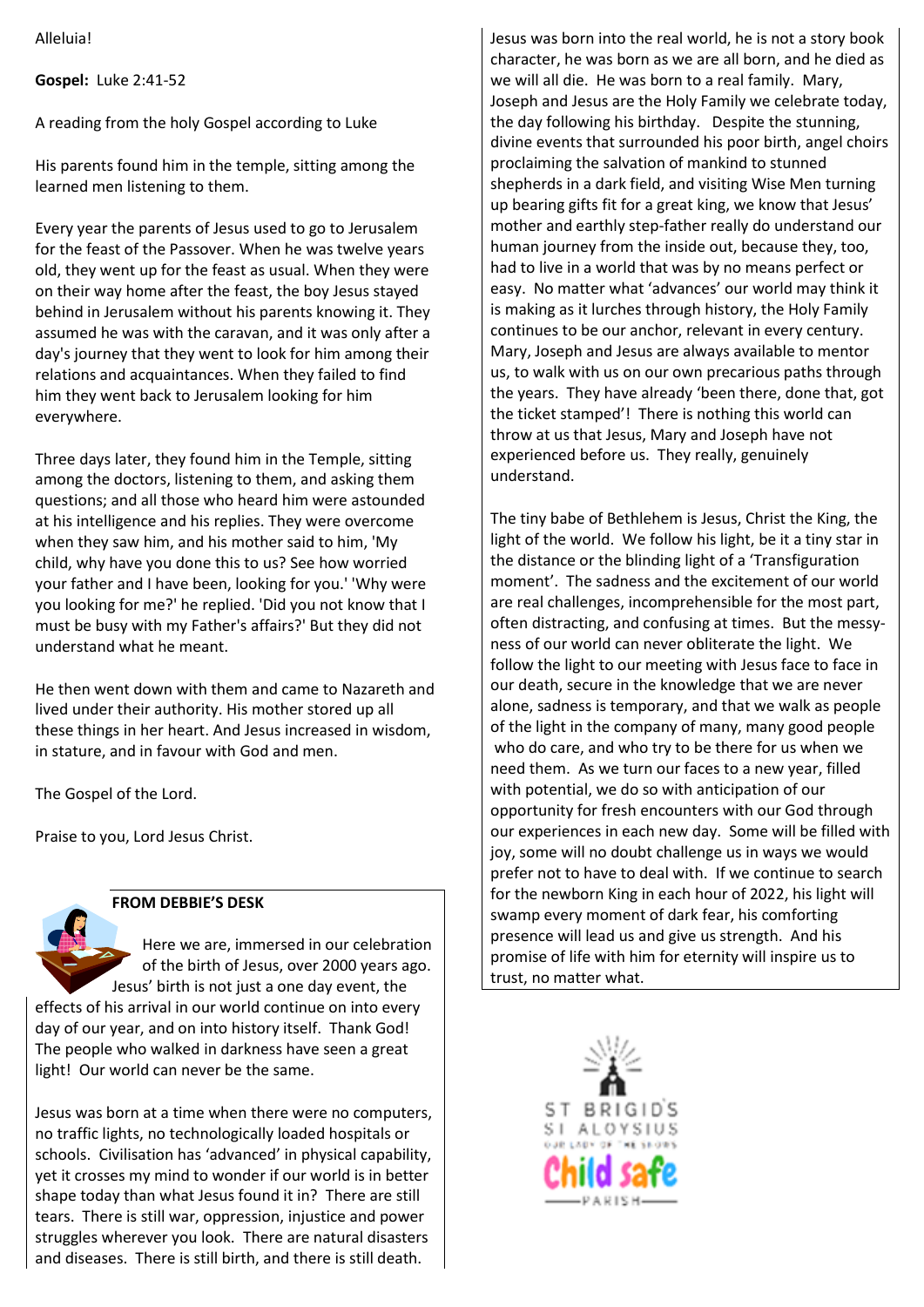Alleluia!

**Gospel:** Luke 2:41-52

A reading from the holy Gospel according to Luke

His parents found him in the temple, sitting among the learned men listening to them.

Every year the parents of Jesus used to go to Jerusalem for the feast of the Passover. When he was twelve years old, they went up for the feast as usual. When they were on their way home after the feast, the boy Jesus stayed behind in Jerusalem without his parents knowing it. They assumed he was with the caravan, and it was only after a day's journey that they went to look for him among their relations and acquaintances. When they failed to find him they went back to Jerusalem looking for him everywhere.

Three days later, they found him in the Temple, sitting among the doctors, listening to them, and asking them questions; and all those who heard him were astounded at his intelligence and his replies. They were overcome when they saw him, and his mother said to him, 'My child, why have you done this to us? See how worried your father and I have been, looking for you.' 'Why were you looking for me?' he replied. 'Did you not know that I must be busy with my Father's affairs?' But they did not understand what he meant.

He then went down with them and came to Nazareth and lived under their authority. His mother stored up all these things in her heart. And Jesus increased in wisdom, in stature, and in favour with God and men.

The Gospel of the Lord.

Praise to you, Lord Jesus Christ.

## FROM DEBBIE'S DESK

Here we are, immersed in our celebration of the birth of Jesus, over 2000 years ago. Jesus' birth is not just a one day event, the effects of his arrival in our world continue on into every day of our year, and on into history itself. Thank God! The people who walked in darkness have seen a great light! Our world can never be the same.

Jesus was born at a time when there were no computers, no traffic lights, no technologically loaded hospitals or schools. Civilisation has 'advanced' in physical capability, yet it crosses my mind to wonder if our world is in better shape today than what Jesus found it in? There are still tears. There is still war, oppression, injustice and power struggles wherever you look. There are natural disasters and diseases. There is still birth, and there is still death. Jesus was born into the real world, he is not a story book character, he was born as we are all born, and he died as we will all die. He was born to a real family. Mary, Joseph and Jesus are the Holy Family we celebrate today, the day following his birthday. Despite the stunning, divine events that surrounded his poor birth, angel choirs proclaiming the salvation of mankind to stunned shepherds in a dark field, and visiting Wise Men turning up bearing gifts fit for a great king, we know that Jesus' mother and earthly step-father really do understand our human journey from the inside out, because they, too, had to live in a world that was by no means perfect or easy. No matter what 'advances' our world may think it is making as it lurches through history, the Holy Family continues to be our anchor, relevant in every century. Mary, Joseph and Jesus are always available to mentor us, to walk with us on our own precarious paths through the years. They have already 'been there, done that, got the ticket stamped'! There is nothing this world can throw at us that Jesus, Mary and Joseph have not experienced before us. They really, genuinely understand.

The tiny babe of Bethlehem is Jesus, Christ the King, the light of the world. We follow his light, be it a tiny star in the distance or the blinding light of a 'Transfiguration moment'. The sadness and the excitement of our world are real challenges, incomprehensible for the most part, often distracting, and confusing at times. But the messy-ness of our world can never obliterate the light. We follow the light to our meeting with Jesus face to face in our death, secure in the knowledge that we are never alone, sadness is temporary, and that we walk as people of the light in the company of many, many good people who do care, and who try to be there for us when we need them. As we turn our faces to a new year, filled with potential, we do so with anticipation of our opportunity for fresh encounters with our God through our experiences in each new day. Some will be filled with joy, some will no doubt challenge us in ways we would prefer not to have to deal with. If we continue to search for the newborn King in each hour of 2022, his light will swamp every moment of dark fear, his comforting presence will lead us and give us strength. And his promise of life with him for eternity will inspire us to trust, no matter what.

ST BRIGID'S
ST ALOYSIUS
OUR LADY OF THE SEVEN SORROWS
Child safe
PARISH